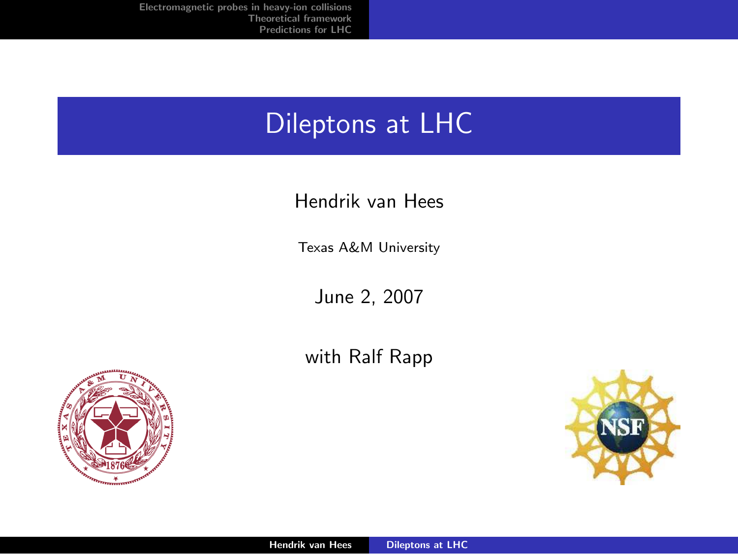# Dileptons at LHC

Hendrik van Hees

Texas A&M University

June 2, 2007

with Ralf Rapp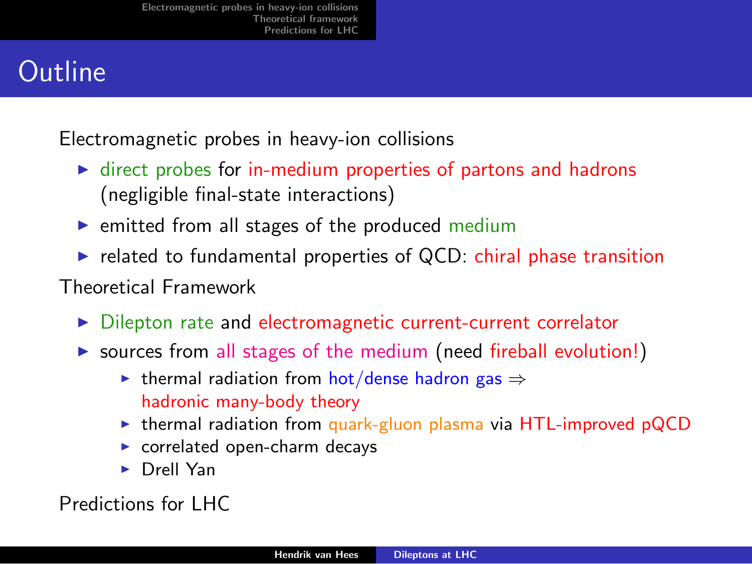# Outline

Electromagnetic probes in heavy-ion collisions

- direct probes for in-medium properties of partons and hadrons (negligible final-state interactions)
- emitted from all stages of the produced medium
- related to fundamental properties of QCD: chiral phase transition

Theoretical Framework

- Dilepton rate and electromagnetic current-current correlator
- sources from all stages of the medium (need fireball evolution!)
  - thermal radiation from hot/dense hadron gas ⇒ hadronic many-body theory
  - thermal radiation from quark-gluon plasma via HTL-improved pQCD
  - correlated open-charm decays
  - Drell Yan

Predictions for LHC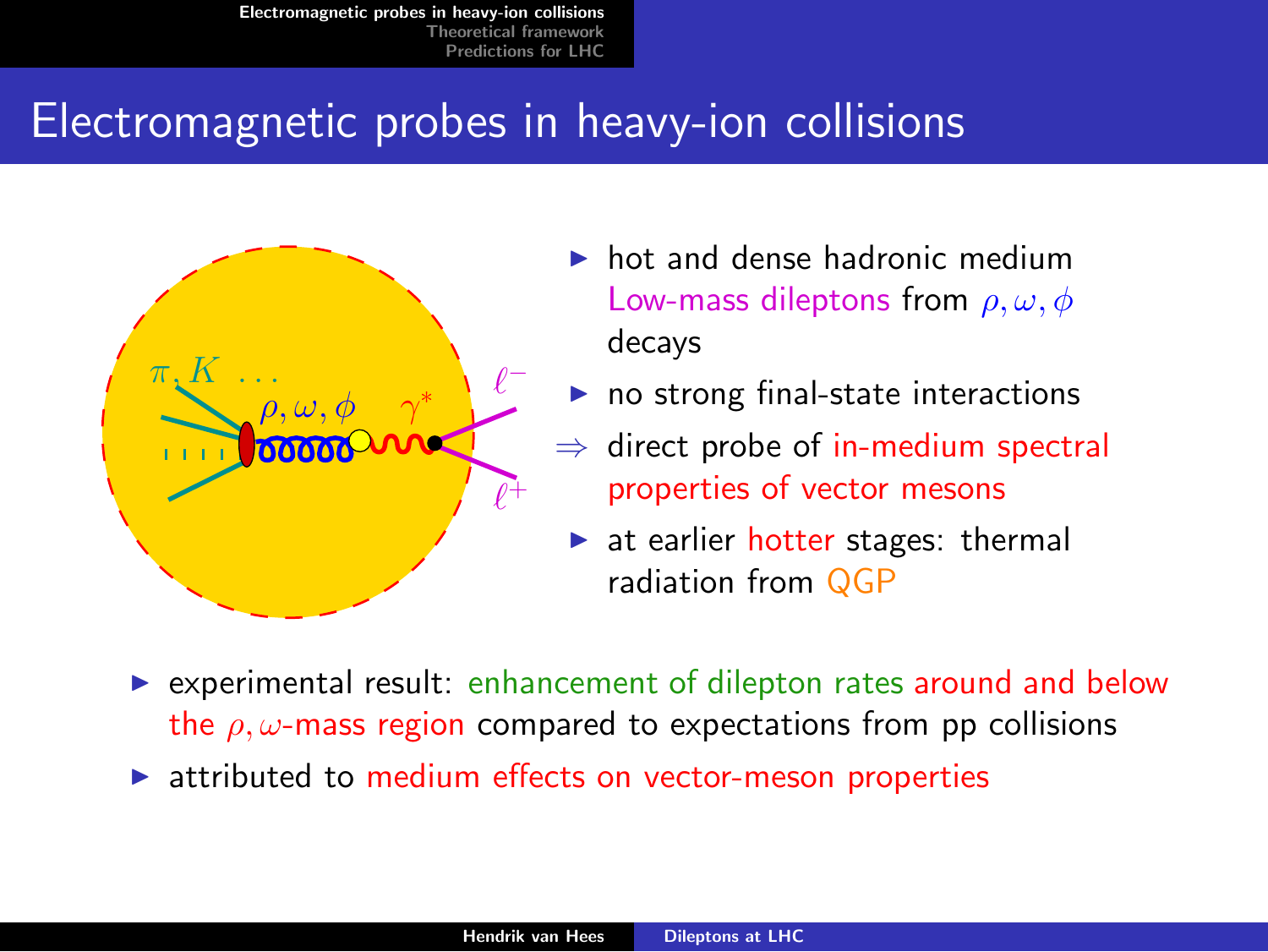# Electromagnetic probes in heavy-ion collisions

- hot and dense hadronic medium
  Low-mass dileptons from $\rho, \omega, \phi$ decays
- no strong final-state interactions

$\Rightarrow$ direct probe of in-medium spectral properties of vector mesons

- at earlier hotter stages: thermal radiation from QGP

- experimental result: enhancement of dilepton rates around and below the $\rho, \omega$-mass region compared to expectations from pp collisions
- attributed to medium effects on vector-meson properties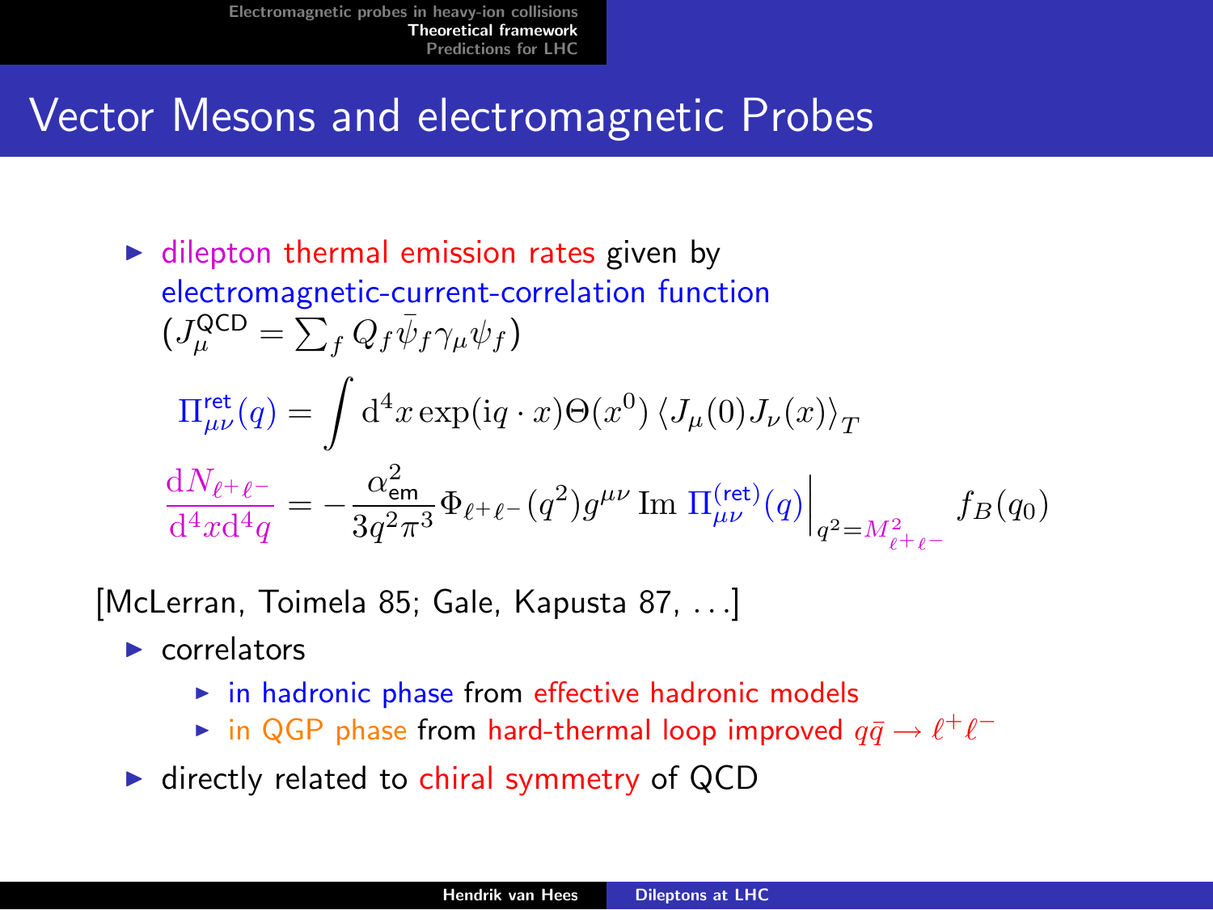# Vector Mesons and electromagnetic Probes

- dilepton thermal emission rates given by electromagnetic-current-correlation function ($J_\mu^{\text{QCD}} = \sum_f Q_f \bar{\psi}_f \gamma_\mu \psi_f$)

$$\Pi^{\text{ret}}_{\mu\nu}(q) = \int \mathrm{d}^4 x \exp(\mathrm{i} q \cdot x) \Theta(x^0) \left\langle J_\mu(0) J_\nu(x) \right\rangle_T$$

$$\frac{\mathrm{d}N_{\ell^+\ell^-}}{\mathrm{d}^4 x \mathrm{d}^4 q} = -\frac{\alpha_{\text{em}}^2}{3 q^2 \pi^3} \Phi_{\ell^+\ell^-}(q^2) g^{\mu\nu} \, \mathrm{Im}\, \Pi^{(\text{ret})}_{\mu\nu}(q) \Big|_{q^2 = M^2_{\ell^+\ell^-}} f_B(q_0)$$

[McLerran, Toimela 85; Gale, Kapusta 87, ...]

- correlators
  - in hadronic phase from effective hadronic models
  - in QGP phase from hard-thermal loop improved $q\bar{q} \rightarrow \ell^+\ell^-$
- directly related to chiral symmetry of QCD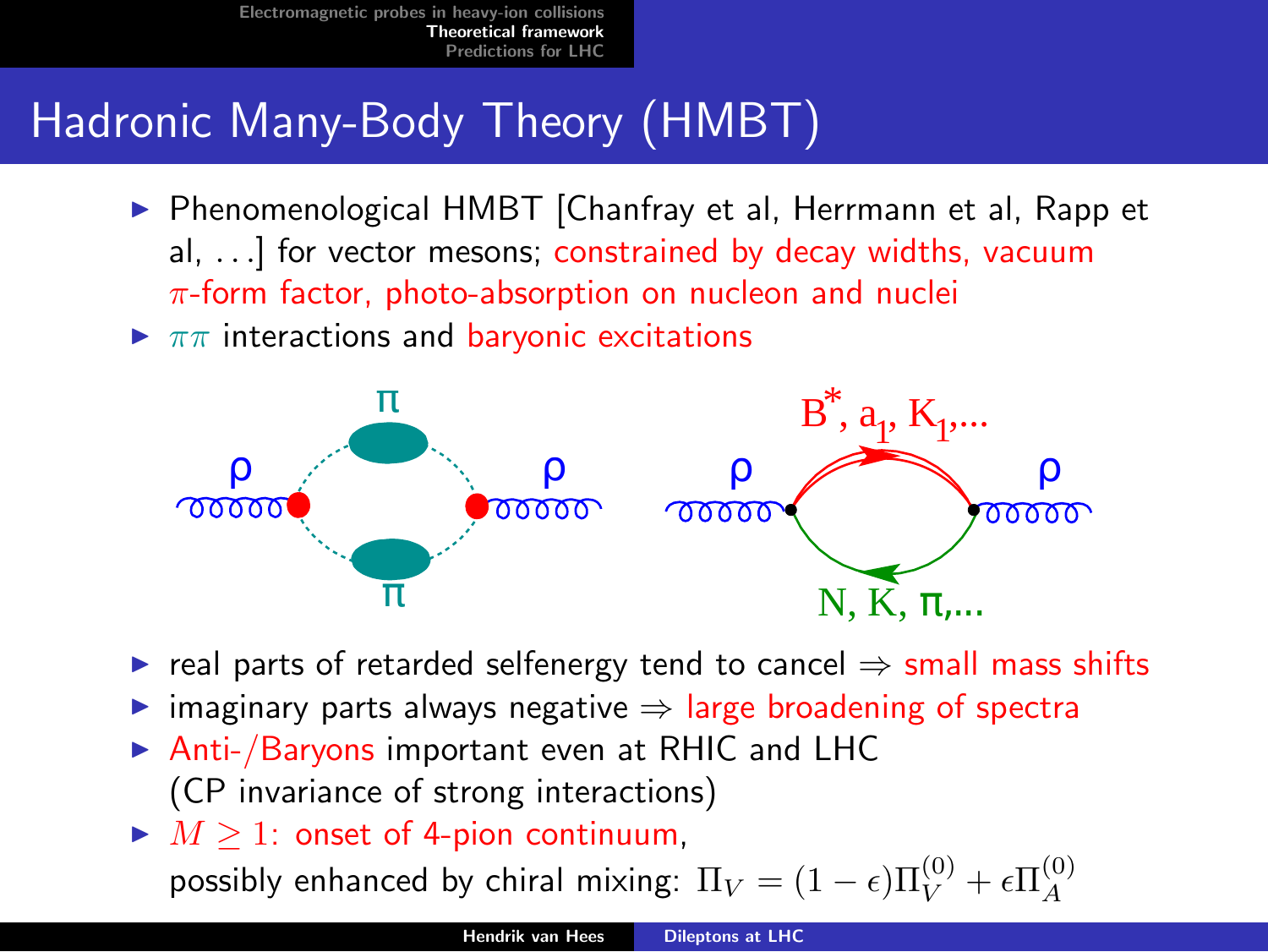# Hadronic Many-Body Theory (HMBT)

- Phenomenological HMBT [Chanfray et al, Herrmann et al, Rapp et al, ...] for vector mesons; constrained by decay widths, vacuum $\pi$-form factor, photo-absorption on nucleon and nuclei
- $\pi\pi$ interactions and baryonic excitations

- real parts of retarded selfenergy tend to cancel $\Rightarrow$ small mass shifts
- imaginary parts always negative $\Rightarrow$ large broadening of spectra
- Anti-/Baryons important even at RHIC and LHC (CP invariance of strong interactions)
- $M \geq 1$: onset of 4-pion continuum, possibly enhanced by chiral mixing: $\Pi_V = (1-\epsilon)\Pi_V^{(0)} + \epsilon \Pi_A^{(0)}$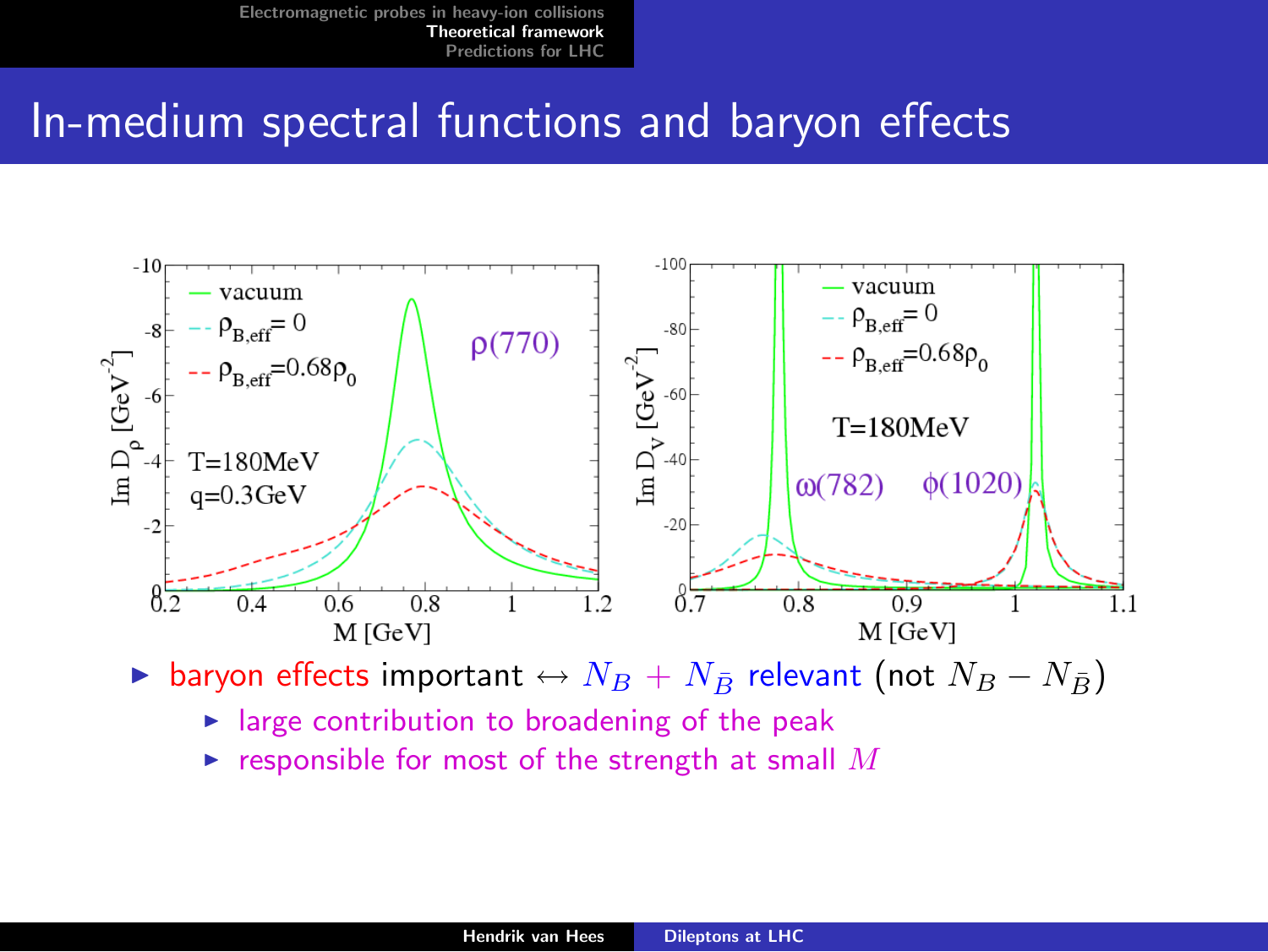# In-medium spectral functions and baryon effects

- baryon effects important $\leftrightarrow$ $N_B + N_{\bar{B}}$ relevant (not $N_B - N_{\bar{B}}$)
  - large contribution to broadening of the peak
  - responsible for most of the strength at small $M$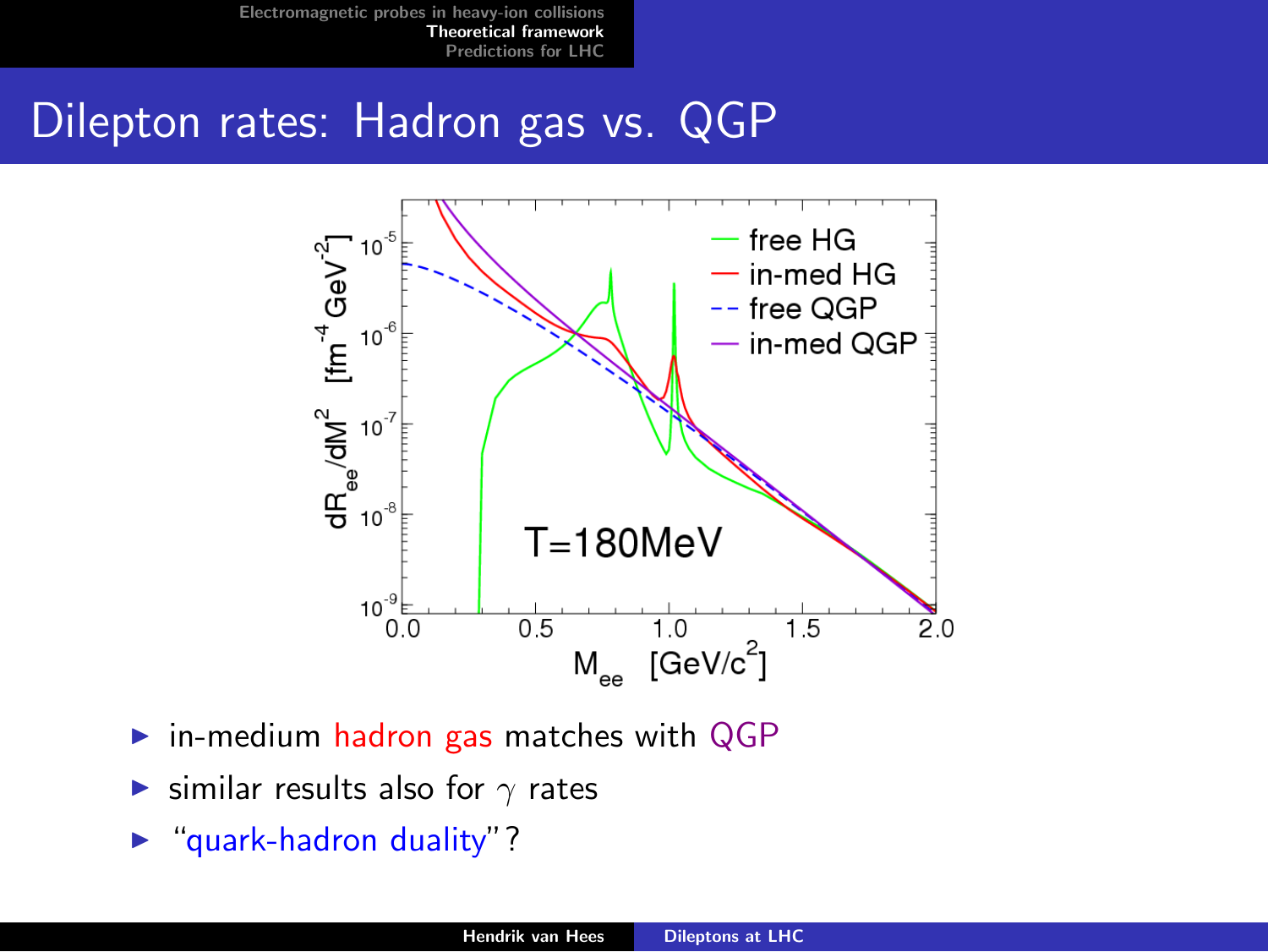# Dilepton rates: Hadron gas vs. QGP

- in-medium hadron gas matches with QGP
- similar results also for $\gamma$ rates
- "quark-hadron duality"?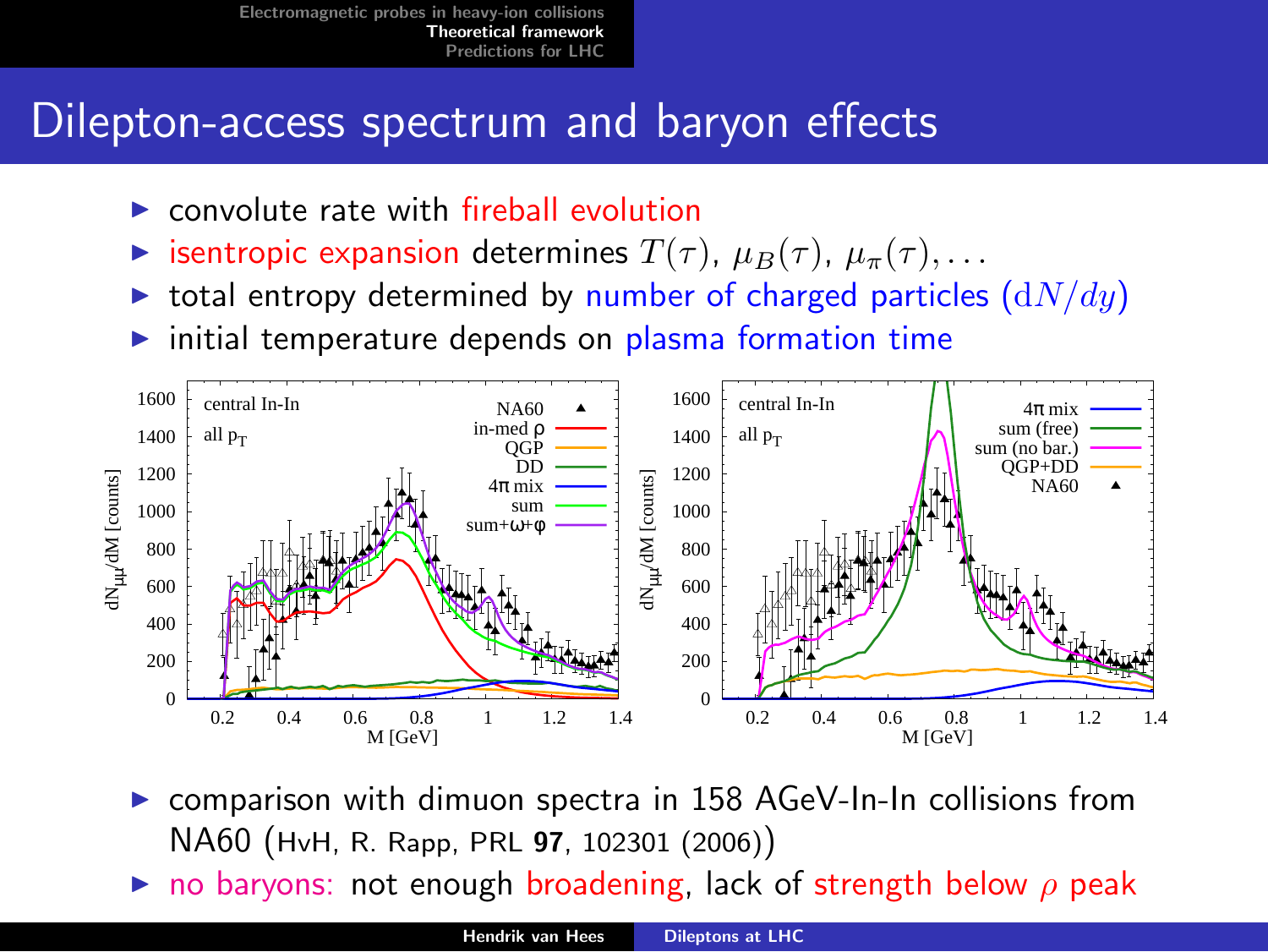# Dilepton-access spectrum and baryon effects

- convolute rate with fireball evolution
- isentropic expansion determines $T(\tau)$, $\mu_B(\tau)$, $\mu_\pi(\tau), \ldots$
- total entropy determined by number of charged particles ($\mathrm{d}N/dy$)
- initial temperature depends on plasma formation time

- comparison with dimuon spectra in 158 AGeV-In-In collisions from NA60 (HvH, R. Rapp, PRL **97**, 102301 (2006))
- no baryons: not enough broadening, lack of strength below $\rho$ peak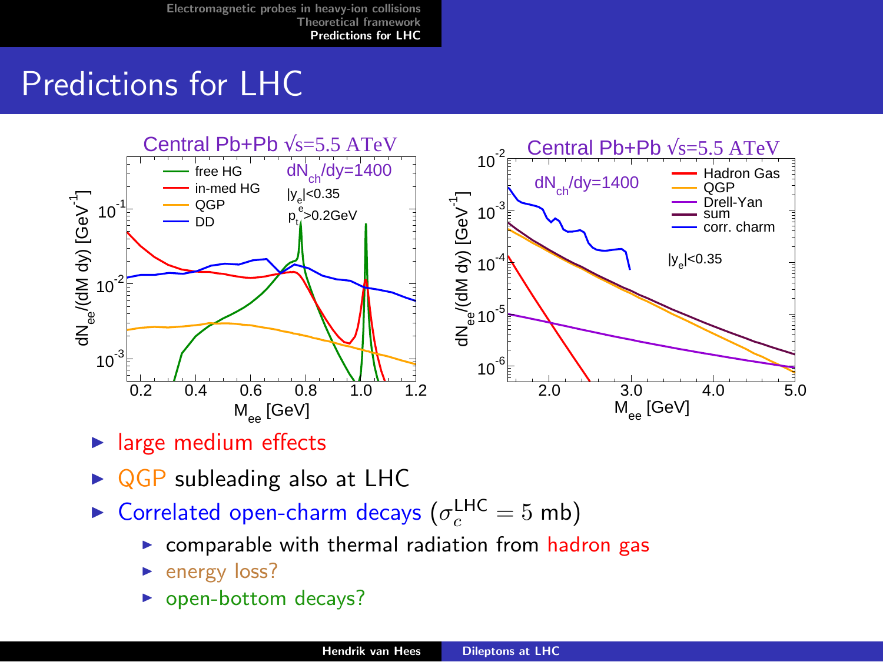# Predictions for LHC

- large medium effects
- QGP subleading also at LHC
- Correlated open-charm decays ($\sigma_c^{\text{LHC}} = 5$ mb)
  - comparable with thermal radiation from hadron gas
  - energy loss?
  - open-bottom decays?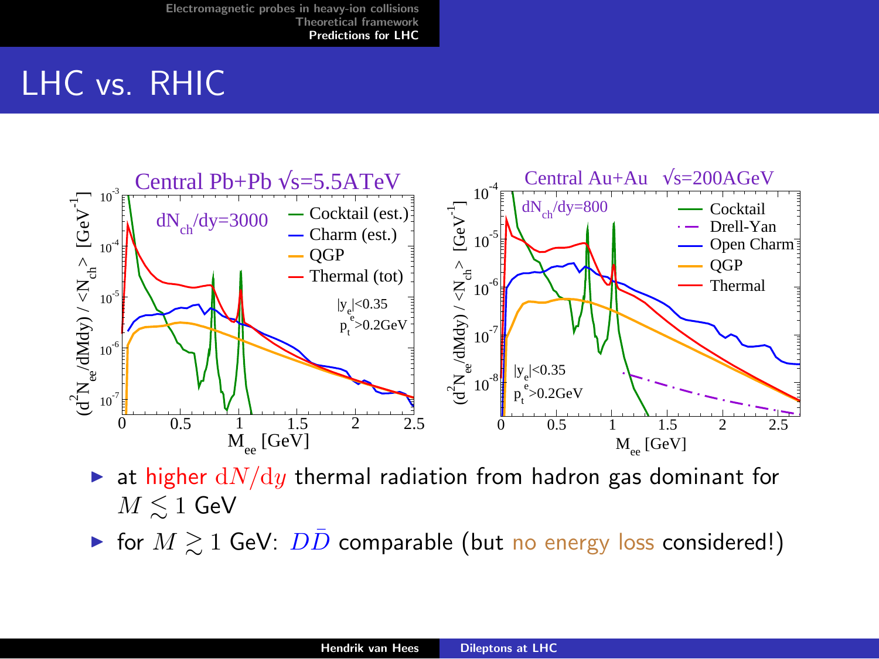# LHC vs. RHIC

- at higher $\mathrm{d}N/\mathrm{d}y$ thermal radiation from hadron gas dominant for $M \lesssim 1$ GeV
- for $M \gtrsim 1$ GeV: $D\bar{D}$ comparable (but no energy loss considered!)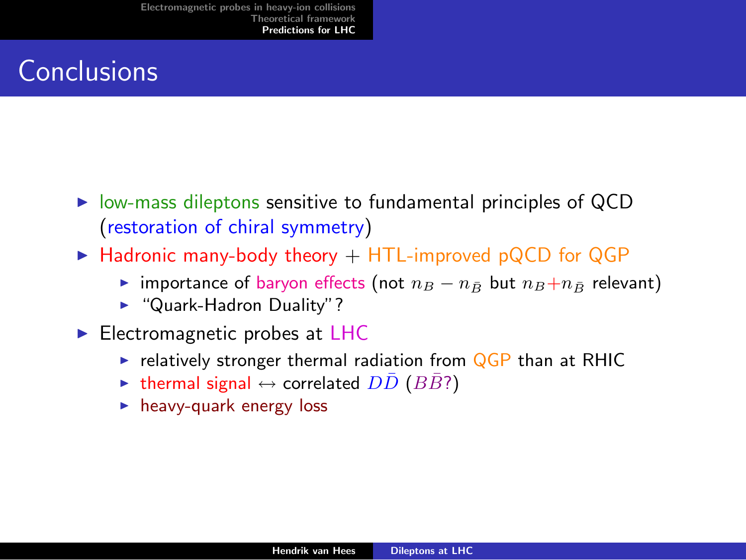# Conclusions

- low-mass dileptons sensitive to fundamental principles of QCD (restoration of chiral symmetry)
- Hadronic many-body theory + HTL-improved pQCD for QGP
  - importance of baryon effects (not $n_B - n_{\bar{B}}$ but $n_B + n_{\bar{B}}$ relevant)
  - "Quark-Hadron Duality"?
- Electromagnetic probes at LHC
  - relatively stronger thermal radiation from QGP than at RHIC
  - thermal signal ↔ correlated $D\bar{D}$ ($B\bar{B}$?)
  - heavy-quark energy loss